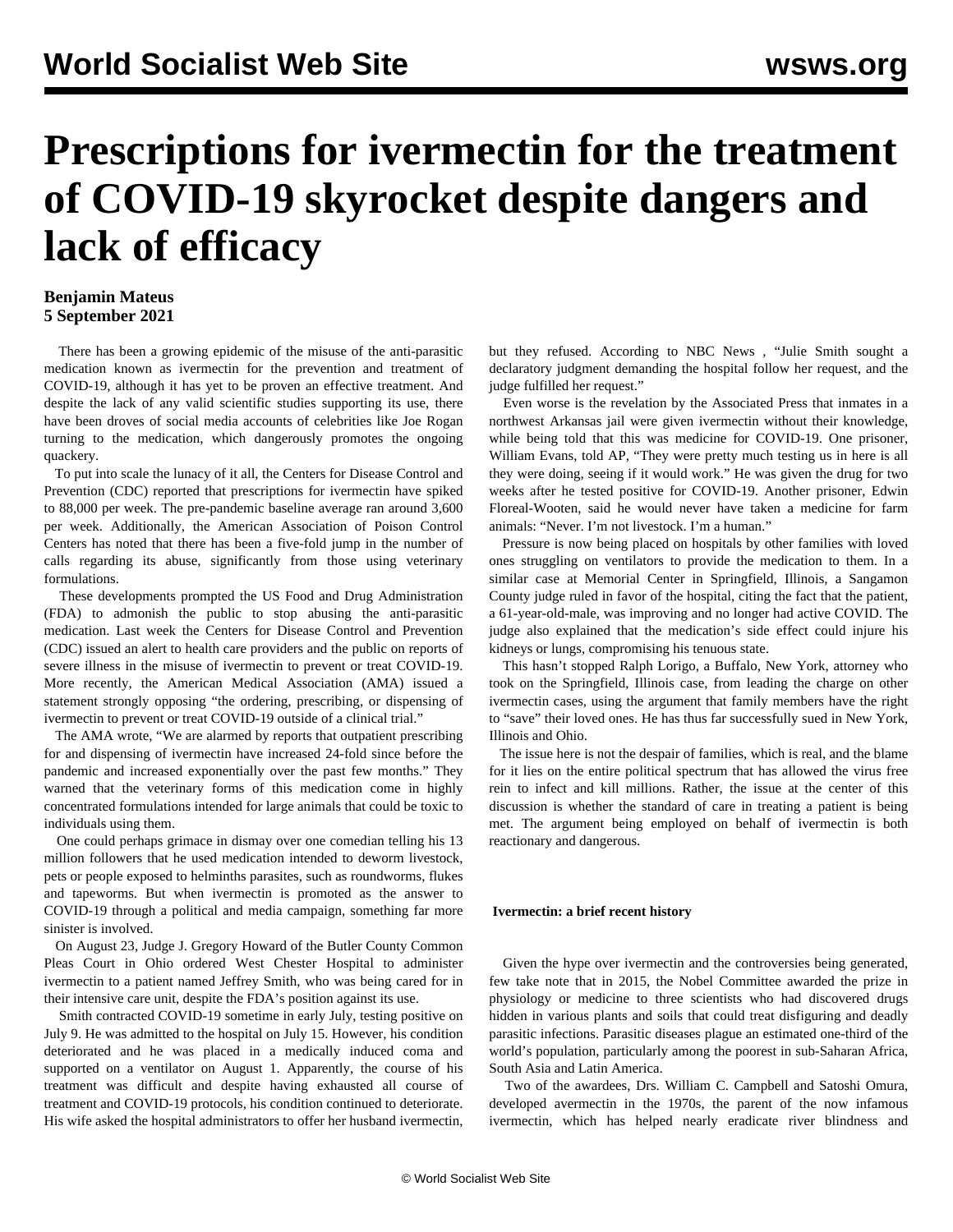# Prescriptions for ivermectin for the treatment of COVID-19 skyrocket despite dangers and lack of efficacy

**Benjamin Mateus**
**5 September 2021**

There has been a growing epidemic of the misuse of the anti-parasitic medication known as ivermectin for the prevention and treatment of COVID-19, although it has yet to be proven an effective treatment. And despite the lack of any valid scientific studies supporting its use, there have been droves of social media accounts of celebrities like Joe Rogan turning to the medication, which dangerously promotes the ongoing quackery.

To put into scale the lunacy of it all, the Centers for Disease Control and Prevention (CDC) reported that prescriptions for ivermectin have spiked to 88,000 per week. The pre-pandemic baseline average ran around 3,600 per week. Additionally, the American Association of Poison Control Centers has noted that there has been a five-fold jump in the number of calls regarding its abuse, significantly from those using veterinary formulations.

These developments prompted the US Food and Drug Administration (FDA) to admonish the public to stop abusing the anti-parasitic medication. Last week the Centers for Disease Control and Prevention (CDC) issued an alert to health care providers and the public on reports of severe illness in the misuse of ivermectin to prevent or treat COVID-19. More recently, the American Medical Association (AMA) issued a statement strongly opposing "the ordering, prescribing, or dispensing of ivermectin to prevent or treat COVID-19 outside of a clinical trial."

The AMA wrote, "We are alarmed by reports that outpatient prescribing for and dispensing of ivermectin have increased 24-fold since before the pandemic and increased exponentially over the past few months." They warned that the veterinary forms of this medication come in highly concentrated formulations intended for large animals that could be toxic to individuals using them.

One could perhaps grimace in dismay over one comedian telling his 13 million followers that he used medication intended to deworm livestock, pets or people exposed to helminths parasites, such as roundworms, flukes and tapeworms. But when ivermectin is promoted as the answer to COVID-19 through a political and media campaign, something far more sinister is involved.

On August 23, Judge J. Gregory Howard of the Butler County Common Pleas Court in Ohio ordered West Chester Hospital to administer ivermectin to a patient named Jeffrey Smith, who was being cared for in their intensive care unit, despite the FDA's position against its use.

Smith contracted COVID-19 sometime in early July, testing positive on July 9. He was admitted to the hospital on July 15. However, his condition deteriorated and he was placed in a medically induced coma and supported on a ventilator on August 1. Apparently, the course of his treatment was difficult and despite having exhausted all course of treatment and COVID-19 protocols, his condition continued to deteriorate. His wife asked the hospital administrators to offer her husband ivermectin, but they refused. According to NBC News , "Julie Smith sought a declaratory judgment demanding the hospital follow her request, and the judge fulfilled her request."

Even worse is the revelation by the Associated Press that inmates in a northwest Arkansas jail were given ivermectin without their knowledge, while being told that this was medicine for COVID-19. One prisoner, William Evans, told AP, "They were pretty much testing us in here is all they were doing, seeing if it would work." He was given the drug for two weeks after he tested positive for COVID-19. Another prisoner, Edwin Floreal-Wooten, said he would never have taken a medicine for farm animals: "Never. I'm not livestock. I'm a human."

Pressure is now being placed on hospitals by other families with loved ones struggling on ventilators to provide the medication to them. In a similar case at Memorial Center in Springfield, Illinois, a Sangamon County judge ruled in favor of the hospital, citing the fact that the patient, a 61-year-old-male, was improving and no longer had active COVID. The judge also explained that the medication's side effect could injure his kidneys or lungs, compromising his tenuous state.

This hasn't stopped Ralph Lorigo, a Buffalo, New York, attorney who took on the Springfield, Illinois case, from leading the charge on other ivermectin cases, using the argument that family members have the right to "save" their loved ones. He has thus far successfully sued in New York, Illinois and Ohio.

The issue here is not the despair of families, which is real, and the blame for it lies on the entire political spectrum that has allowed the virus free rein to infect and kill millions. Rather, the issue at the center of this discussion is whether the standard of care in treating a patient is being met. The argument being employed on behalf of ivermectin is both reactionary and dangerous.

**Ivermectin: a brief recent history**

Given the hype over ivermectin and the controversies being generated, few take note that in 2015, the Nobel Committee awarded the prize in physiology or medicine to three scientists who had discovered drugs hidden in various plants and soils that could treat disfiguring and deadly parasitic infections. Parasitic diseases plague an estimated one-third of the world's population, particularly among the poorest in sub-Saharan Africa, South Asia and Latin America.

Two of the awardees, Drs. William C. Campbell and Satoshi Omura, developed avermectin in the 1970s, the parent of the now infamous ivermectin, which has helped nearly eradicate river blindness and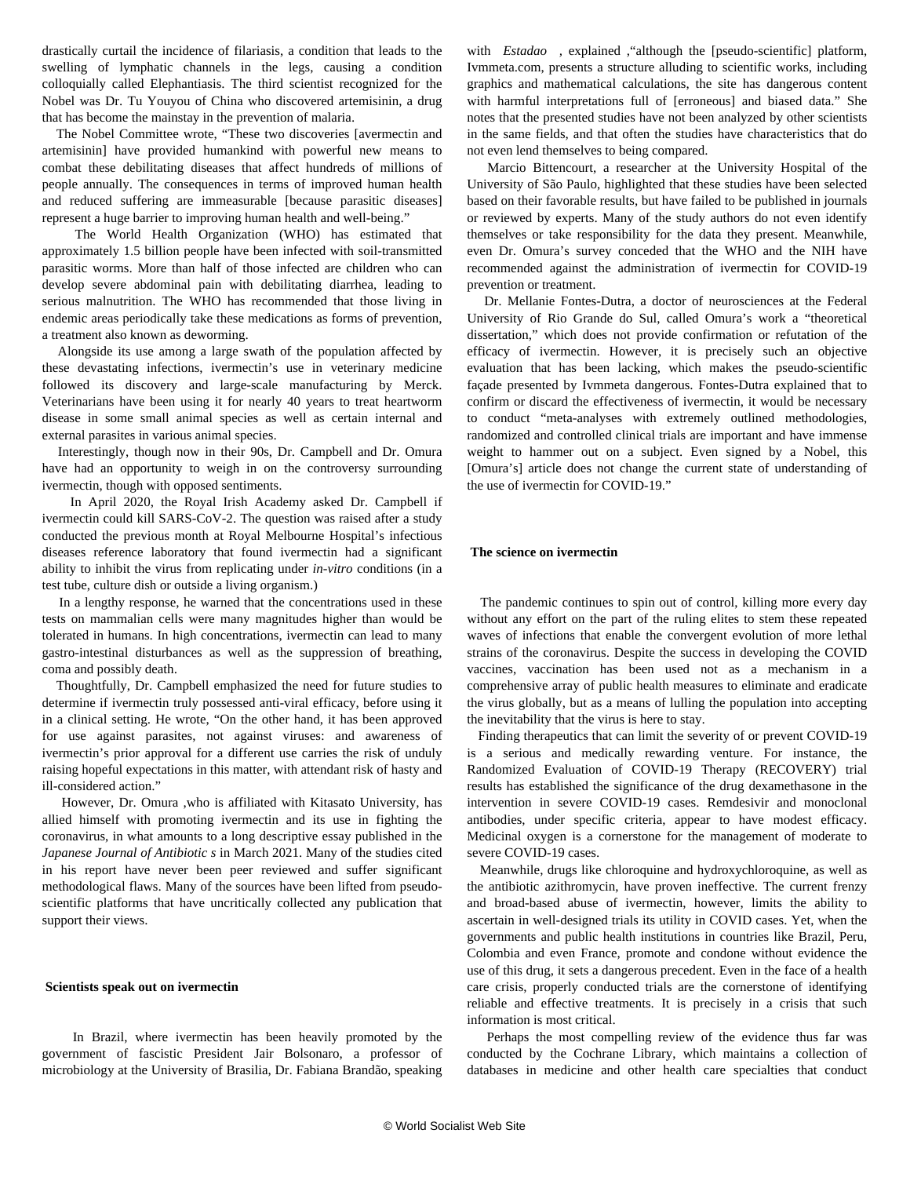drastically curtail the incidence of filariasis, a condition that leads to the swelling of lymphatic channels in the legs, causing a condition colloquially called Elephantiasis. The third scientist recognized for the Nobel was Dr. Tu Youyou of China who discovered artemisinin, a drug that has become the mainstay in the prevention of malaria.

The Nobel Committee wrote, "These two discoveries [avermectin and artemisinin] have provided humankind with powerful new means to combat these debilitating diseases that affect hundreds of millions of people annually. The consequences in terms of improved human health and reduced suffering are immeasurable [because parasitic diseases] represent a huge barrier to improving human health and well-being."

The World Health Organization (WHO) has estimated that approximately 1.5 billion people have been infected with soil-transmitted parasitic worms. More than half of those infected are children who can develop severe abdominal pain with debilitating diarrhea, leading to serious malnutrition. The WHO has recommended that those living in endemic areas periodically take these medications as forms of prevention, a treatment also known as deworming.

Alongside its use among a large swath of the population affected by these devastating infections, ivermectin's use in veterinary medicine followed its discovery and large-scale manufacturing by Merck. Veterinarians have been using it for nearly 40 years to treat heartworm disease in some small animal species as well as certain internal and external parasites in various animal species.

Interestingly, though now in their 90s, Dr. Campbell and Dr. Omura have had an opportunity to weigh in on the controversy surrounding ivermectin, though with opposed sentiments.

In April 2020, the Royal Irish Academy asked Dr. Campbell if ivermectin could kill SARS-CoV-2. The question was raised after a study conducted the previous month at Royal Melbourne Hospital's infectious diseases reference laboratory that found ivermectin had a significant ability to inhibit the virus from replicating under *in-vitro* conditions (in a test tube, culture dish or outside a living organism.)

In a lengthy response, he warned that the concentrations used in these tests on mammalian cells were many magnitudes higher than would be tolerated in humans. In high concentrations, ivermectin can lead to many gastro-intestinal disturbances as well as the suppression of breathing, coma and possibly death.

Thoughtfully, Dr. Campbell emphasized the need for future studies to determine if ivermectin truly possessed anti-viral efficacy, before using it in a clinical setting. He wrote, "On the other hand, it has been approved for use against parasites, not against viruses: and awareness of ivermectin's prior approval for a different use carries the risk of unduly raising hopeful expectations in this matter, with attendant risk of hasty and ill-considered action."

However, Dr. Omura ,who is affiliated with Kitasato University, has allied himself with promoting ivermectin and its use in fighting the coronavirus, in what amounts to a long descriptive essay published in the *Japanese Journal of Antibiotic s* in March 2021. Many of the studies cited in his report have never been peer reviewed and suffer significant methodological flaws. Many of the sources have been lifted from pseudo-scientific platforms that have uncritically collected any publication that support their views.

**Scientists speak out on ivermectin**

In Brazil, where ivermectin has been heavily promoted by the government of fascistic President Jair Bolsonaro, a professor of microbiology at the University of Brasilia, Dr. Fabiana Brandão, speaking with *Estadao* , explained ,"although the [pseudo-scientific] platform, Ivmmeta.com, presents a structure alluding to scientific works, including graphics and mathematical calculations, the site has dangerous content with harmful interpretations full of [erroneous] and biased data." She notes that the presented studies have not been analyzed by other scientists in the same fields, and that often the studies have characteristics that do not even lend themselves to being compared.

Marcio Bittencourt, a researcher at the University Hospital of the University of São Paulo, highlighted that these studies have been selected based on their favorable results, but have failed to be published in journals or reviewed by experts. Many of the study authors do not even identify themselves or take responsibility for the data they present. Meanwhile, even Dr. Omura's survey conceded that the WHO and the NIH have recommended against the administration of ivermectin for COVID-19 prevention or treatment.

Dr. Mellanie Fontes-Dutra, a doctor of neurosciences at the Federal University of Rio Grande do Sul, called Omura's work a "theoretical dissertation," which does not provide confirmation or refutation of the efficacy of ivermectin. However, it is precisely such an objective evaluation that has been lacking, which makes the pseudo-scientific façade presented by Ivmmeta dangerous. Fontes-Dutra explained that to confirm or discard the effectiveness of ivermectin, it would be necessary to conduct "meta-analyses with extremely outlined methodologies, randomized and controlled clinical trials are important and have immense weight to hammer out on a subject. Even signed by a Nobel, this [Omura's] article does not change the current state of understanding of the use of ivermectin for COVID-19."

**The science on ivermectin**

The pandemic continues to spin out of control, killing more every day without any effort on the part of the ruling elites to stem these repeated waves of infections that enable the convergent evolution of more lethal strains of the coronavirus. Despite the success in developing the COVID vaccines, vaccination has been used not as a mechanism in a comprehensive array of public health measures to eliminate and eradicate the virus globally, but as a means of lulling the population into accepting the inevitability that the virus is here to stay.

Finding therapeutics that can limit the severity of or prevent COVID-19 is a serious and medically rewarding venture. For instance, the Randomized Evaluation of COVID-19 Therapy (RECOVERY) trial results has established the significance of the drug dexamethasone in the intervention in severe COVID-19 cases. Remdesivir and monoclonal antibodies, under specific criteria, appear to have modest efficacy. Medicinal oxygen is a cornerstone for the management of moderate to severe COVID-19 cases.

Meanwhile, drugs like chloroquine and hydroxychloroquine, as well as the antibiotic azithromycin, have proven ineffective. The current frenzy and broad-based abuse of ivermectin, however, limits the ability to ascertain in well-designed trials its utility in COVID cases. Yet, when the governments and public health institutions in countries like Brazil, Peru, Colombia and even France, promote and condone without evidence the use of this drug, it sets a dangerous precedent. Even in the face of a health care crisis, properly conducted trials are the cornerstone of identifying reliable and effective treatments. It is precisely in a crisis that such information is most critical.

Perhaps the most compelling review of the evidence thus far was conducted by the Cochrane Library, which maintains a collection of databases in medicine and other health care specialties that conduct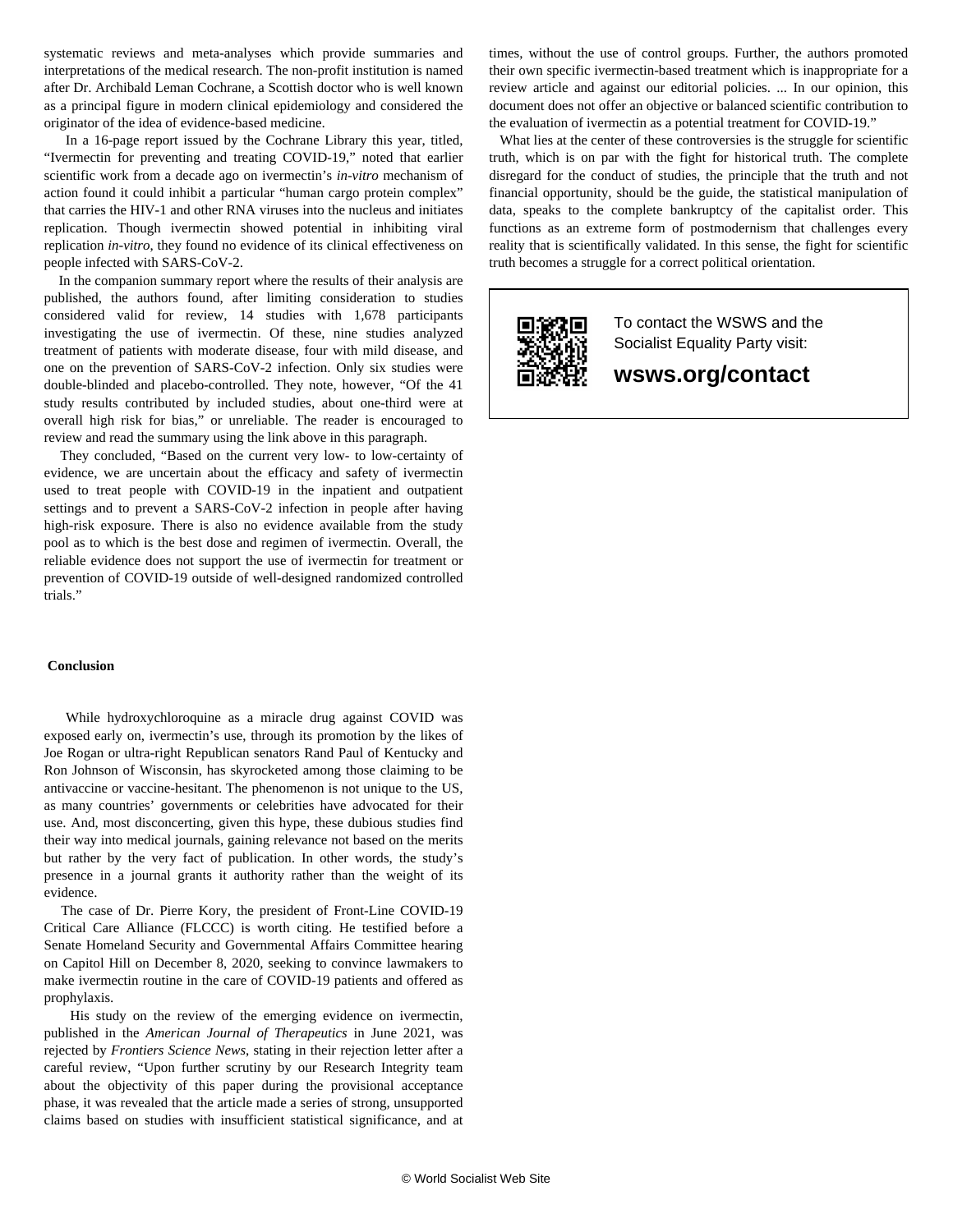systematic reviews and meta-analyses which provide summaries and interpretations of the medical research. The non-profit institution is named after Dr. Archibald Leman Cochrane, a Scottish doctor who is well known as a principal figure in modern clinical epidemiology and considered the originator of the idea of evidence-based medicine.

In a 16-page report issued by the Cochrane Library this year, titled, "Ivermectin for preventing and treating COVID-19," noted that earlier scientific work from a decade ago on ivermectin's *in-vitro* mechanism of action found it could inhibit a particular "human cargo protein complex" that carries the HIV-1 and other RNA viruses into the nucleus and initiates replication. Though ivermectin showed potential in inhibiting viral replication *in-vitro*, they found no evidence of its clinical effectiveness on people infected with SARS-CoV-2.

In the companion summary report where the results of their analysis are published, the authors found, after limiting consideration to studies considered valid for review, 14 studies with 1,678 participants investigating the use of ivermectin. Of these, nine studies analyzed treatment of patients with moderate disease, four with mild disease, and one on the prevention of SARS-CoV-2 infection. Only six studies were double-blinded and placebo-controlled. They note, however, "Of the 41 study results contributed by included studies, about one-third were at overall high risk for bias," or unreliable. The reader is encouraged to review and read the summary using the link above in this paragraph.

They concluded, "Based on the current very low- to low-certainty of evidence, we are uncertain about the efficacy and safety of ivermectin used to treat people with COVID-19 in the inpatient and outpatient settings and to prevent a SARS-CoV-2 infection in people after having high-risk exposure. There is also no evidence available from the study pool as to which is the best dose and regimen of ivermectin. Overall, the reliable evidence does not support the use of ivermectin for treatment or prevention of COVID-19 outside of well-designed randomized controlled trials."

**Conclusion**

While hydroxychloroquine as a miracle drug against COVID was exposed early on, ivermectin's use, through its promotion by the likes of Joe Rogan or ultra-right Republican senators Rand Paul of Kentucky and Ron Johnson of Wisconsin, has skyrocketed among those claiming to be antivaccine or vaccine-hesitant. The phenomenon is not unique to the US, as many countries' governments or celebrities have advocated for their use. And, most disconcerting, given this hype, these dubious studies find their way into medical journals, gaining relevance not based on the merits but rather by the very fact of publication. In other words, the study's presence in a journal grants it authority rather than the weight of its evidence.

The case of Dr. Pierre Kory, the president of Front-Line COVID-19 Critical Care Alliance (FLCCC) is worth citing. He testified before a Senate Homeland Security and Governmental Affairs Committee hearing on Capitol Hill on December 8, 2020, seeking to convince lawmakers to make ivermectin routine in the care of COVID-19 patients and offered as prophylaxis.

His study on the review of the emerging evidence on ivermectin, published in the *American Journal of Therapeutics* in June 2021, was rejected by *Frontiers Science News*, stating in their rejection letter after a careful review, "Upon further scrutiny by our Research Integrity team about the objectivity of this paper during the provisional acceptance phase, it was revealed that the article made a series of strong, unsupported claims based on studies with insufficient statistical significance, and at times, without the use of control groups. Further, the authors promoted their own specific ivermectin-based treatment which is inappropriate for a review article and against our editorial policies. ... In our opinion, this document does not offer an objective or balanced scientific contribution to the evaluation of ivermectin as a potential treatment for COVID-19."

What lies at the center of these controversies is the struggle for scientific truth, which is on par with the fight for historical truth. The complete disregard for the conduct of studies, the principle that the truth and not financial opportunity, should be the guide, the statistical manipulation of data, speaks to the complete bankruptcy of the capitalist order. This functions as an extreme form of postmodernism that challenges every reality that is scientifically validated. In this sense, the fight for scientific truth becomes a struggle for a correct political orientation.

To contact the WSWS and the Socialist Equality Party visit:

**wsws.org/contact**